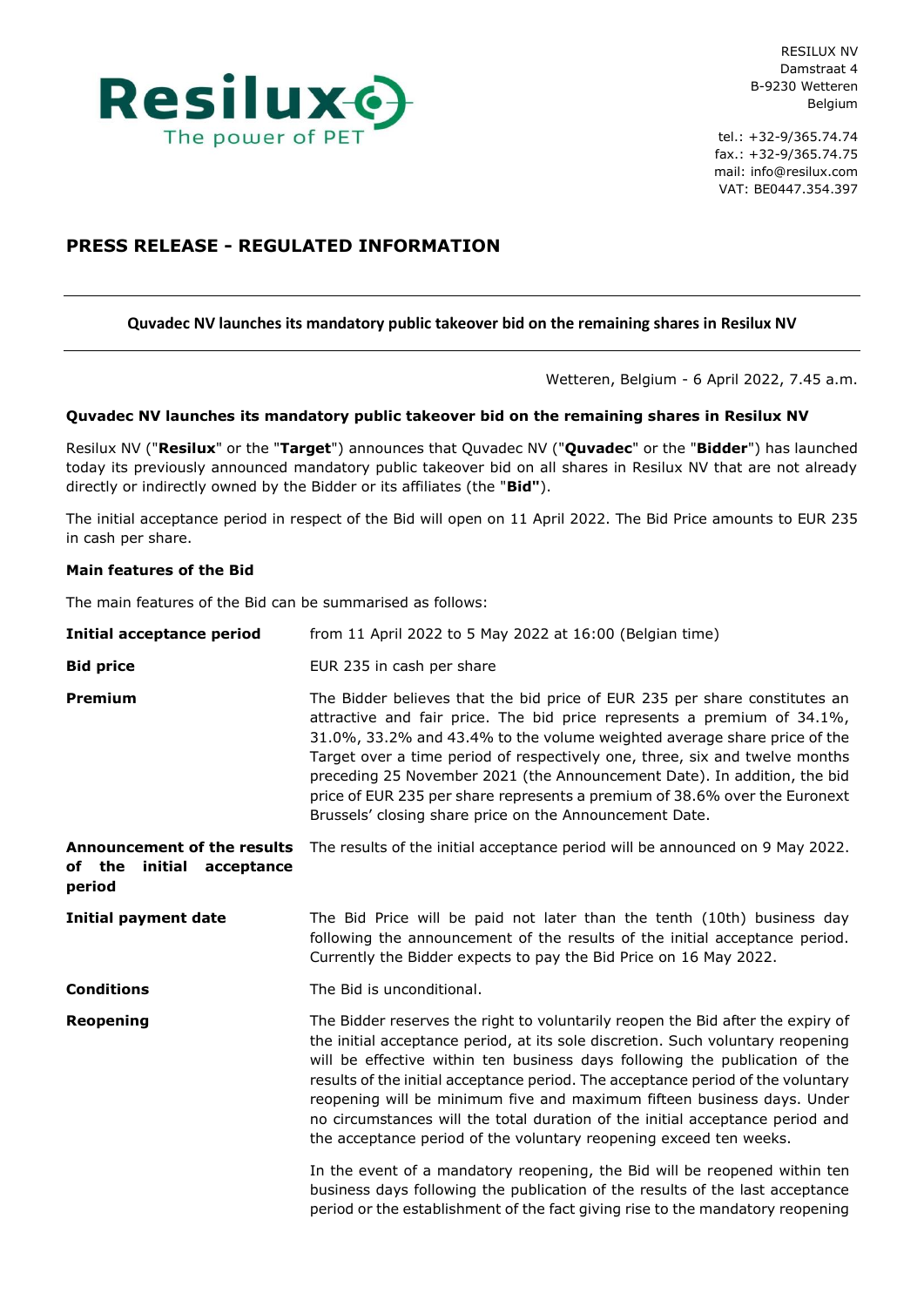RESILUX NV
Damstraat 4
B-9230 Wetteren
Belgium

tel.: +32-9/365.74.74
fax.: +32-9/365.74.75
mail: info@resilux.com
VAT: BE0447.354.397

# PRESS RELEASE - REGULATED INFORMATION

## Quvadec NV launches its mandatory public takeover bid on the remaining shares in Resilux NV

Wetteren, Belgium - 6 April 2022, 7.45 a.m.

### Quvadec NV launches its mandatory public takeover bid on the remaining shares in Resilux NV

Resilux NV ("**Resilux**" or the "**Target**") announces that Quvadec NV ("**Quvadec**" or the "**Bidder**") has launched today its previously announced mandatory public takeover bid on all shares in Resilux NV that are not already directly or indirectly owned by the Bidder or its affiliates (the "**Bid"**).

The initial acceptance period in respect of the Bid will open on 11 April 2022. The Bid Price amounts to EUR 235 in cash per share.

### Main features of the Bid

The main features of the Bid can be summarised as follows:

| | |
|---|---|
| **Initial acceptance period** | from 11 April 2022 to 5 May 2022 at 16:00 (Belgian time) |
| **Bid price** | EUR 235 in cash per share |
| **Premium** | The Bidder believes that the bid price of EUR 235 per share constitutes an attractive and fair price. The bid price represents a premium of 34.1%, 31.0%, 33.2% and 43.4% to the volume weighted average share price of the Target over a time period of respectively one, three, six and twelve months preceding 25 November 2021 (the Announcement Date). In addition, the bid price of EUR 235 per share represents a premium of 38.6% over the Euronext Brussels' closing share price on the Announcement Date. |
| **Announcement of the results of the initial acceptance period** | The results of the initial acceptance period will be announced on 9 May 2022. |
| **Initial payment date** | The Bid Price will be paid not later than the tenth (10th) business day following the announcement of the results of the initial acceptance period. Currently the Bidder expects to pay the Bid Price on 16 May 2022. |
| **Conditions** | The Bid is unconditional. |
| **Reopening** | The Bidder reserves the right to voluntarily reopen the Bid after the expiry of the initial acceptance period, at its sole discretion. Such voluntary reopening will be effective within ten business days following the publication of the results of the initial acceptance period. The acceptance period of the voluntary reopening will be minimum five and maximum fifteen business days. Under no circumstances will the total duration of the initial acceptance period and the acceptance period of the voluntary reopening exceed ten weeks.<br><br>In the event of a mandatory reopening, the Bid will be reopened within ten business days following the publication of the results of the last acceptance period or the establishment of the fact giving rise to the mandatory reopening |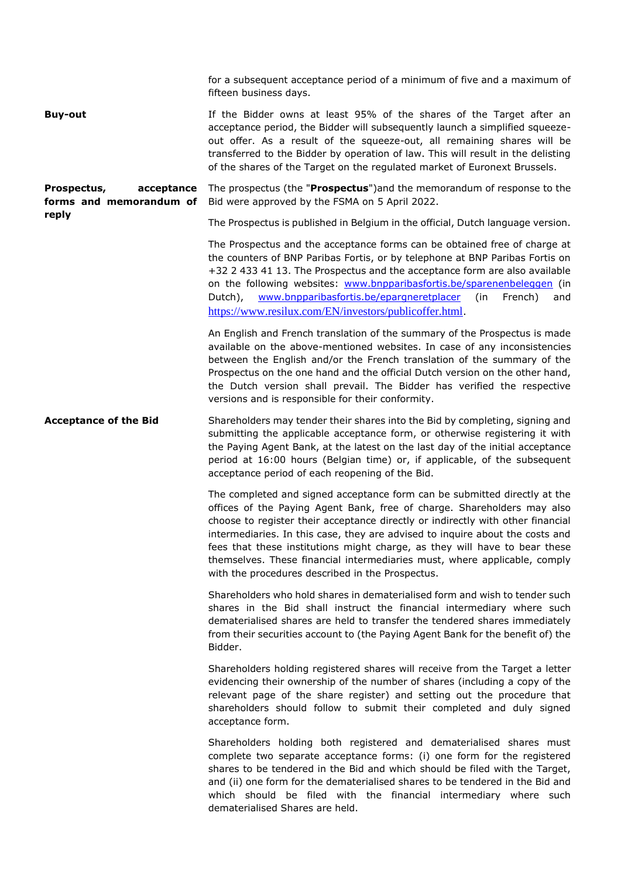for a subsequent acceptance period of a minimum of five and a maximum of fifteen business days.

**Buy-out**

If the Bidder owns at least 95% of the shares of the Target after an acceptance period, the Bidder will subsequently launch a simplified squeeze-out offer. As a result of the squeeze-out, all remaining shares will be transferred to the Bidder by operation of law. This will result in the delisting of the shares of the Target on the regulated market of Euronext Brussels.

**Prospectus, acceptance forms and memorandum of reply**

The prospectus (the "**Prospectus**")and the memorandum of response to the Bid were approved by the FSMA on 5 April 2022.

The Prospectus is published in Belgium in the official, Dutch language version.

The Prospectus and the acceptance forms can be obtained free of charge at the counters of BNP Paribas Fortis, or by telephone at BNP Paribas Fortis on +32 2 433 41 13. The Prospectus and the acceptance form are also available on the following websites: www.bnpparibasfortis.be/sparenenbeleggen (in Dutch), www.bnpparibasfortis.be/epargneretplacer (in French) and https://www.resilux.com/EN/investors/publicoffer.html.

An English and French translation of the summary of the Prospectus is made available on the above-mentioned websites. In case of any inconsistencies between the English and/or the French translation of the summary of the Prospectus on the one hand and the official Dutch version on the other hand, the Dutch version shall prevail. The Bidder has verified the respective versions and is responsible for their conformity.

**Acceptance of the Bid**

Shareholders may tender their shares into the Bid by completing, signing and submitting the applicable acceptance form, or otherwise registering it with the Paying Agent Bank, at the latest on the last day of the initial acceptance period at 16:00 hours (Belgian time) or, if applicable, of the subsequent acceptance period of each reopening of the Bid.

The completed and signed acceptance form can be submitted directly at the offices of the Paying Agent Bank, free of charge. Shareholders may also choose to register their acceptance directly or indirectly with other financial intermediaries. In this case, they are advised to inquire about the costs and fees that these institutions might charge, as they will have to bear these themselves. These financial intermediaries must, where applicable, comply with the procedures described in the Prospectus.

Shareholders who hold shares in dematerialised form and wish to tender such shares in the Bid shall instruct the financial intermediary where such dematerialised shares are held to transfer the tendered shares immediately from their securities account to (the Paying Agent Bank for the benefit of) the Bidder.

Shareholders holding registered shares will receive from the Target a letter evidencing their ownership of the number of shares (including a copy of the relevant page of the share register) and setting out the procedure that shareholders should follow to submit their completed and duly signed acceptance form.

Shareholders holding both registered and dematerialised shares must complete two separate acceptance forms: (i) one form for the registered shares to be tendered in the Bid and which should be filed with the Target, and (ii) one form for the dematerialised shares to be tendered in the Bid and which should be filed with the financial intermediary where such dematerialised Shares are held.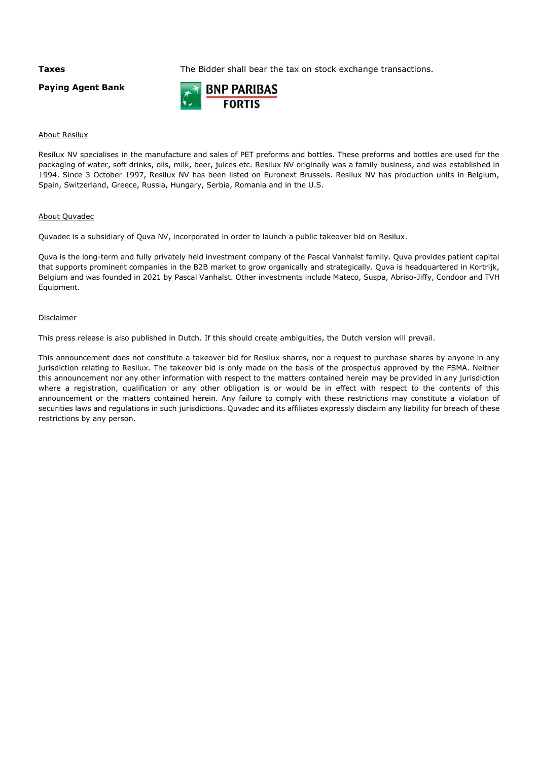| | |
|---|---|
| **Taxes** | The Bidder shall bear the tax on stock exchange transactions. |
| **Paying Agent Bank** | BNP PARIBAS FORTIS |

About Resilux

Resilux NV specialises in the manufacture and sales of PET preforms and bottles. These preforms and bottles are used for the packaging of water, soft drinks, oils, milk, beer, juices etc. Resilux NV originally was a family business, and was established in 1994. Since 3 October 1997, Resilux NV has been listed on Euronext Brussels. Resilux NV has production units in Belgium, Spain, Switzerland, Greece, Russia, Hungary, Serbia, Romania and in the U.S.

About Quvadec

Quvadec is a subsidiary of Quva NV, incorporated in order to launch a public takeover bid on Resilux.

Quva is the long-term and fully privately held investment company of the Pascal Vanhalst family. Quva provides patient capital that supports prominent companies in the B2B market to grow organically and strategically. Quva is headquartered in Kortrijk, Belgium and was founded in 2021 by Pascal Vanhalst. Other investments include Mateco, Suspa, Abriso-Jiffy, Condoor and TVH Equipment.

Disclaimer

This press release is also published in Dutch. If this should create ambiguities, the Dutch version will prevail.

This announcement does not constitute a takeover bid for Resilux shares, nor a request to purchase shares by anyone in any jurisdiction relating to Resilux. The takeover bid is only made on the basis of the prospectus approved by the FSMA. Neither this announcement nor any other information with respect to the matters contained herein may be provided in any jurisdiction where a registration, qualification or any other obligation is or would be in effect with respect to the contents of this announcement or the matters contained herein. Any failure to comply with these restrictions may constitute a violation of securities laws and regulations in such jurisdictions. Quvadec and its affiliates expressly disclaim any liability for breach of these restrictions by any person.